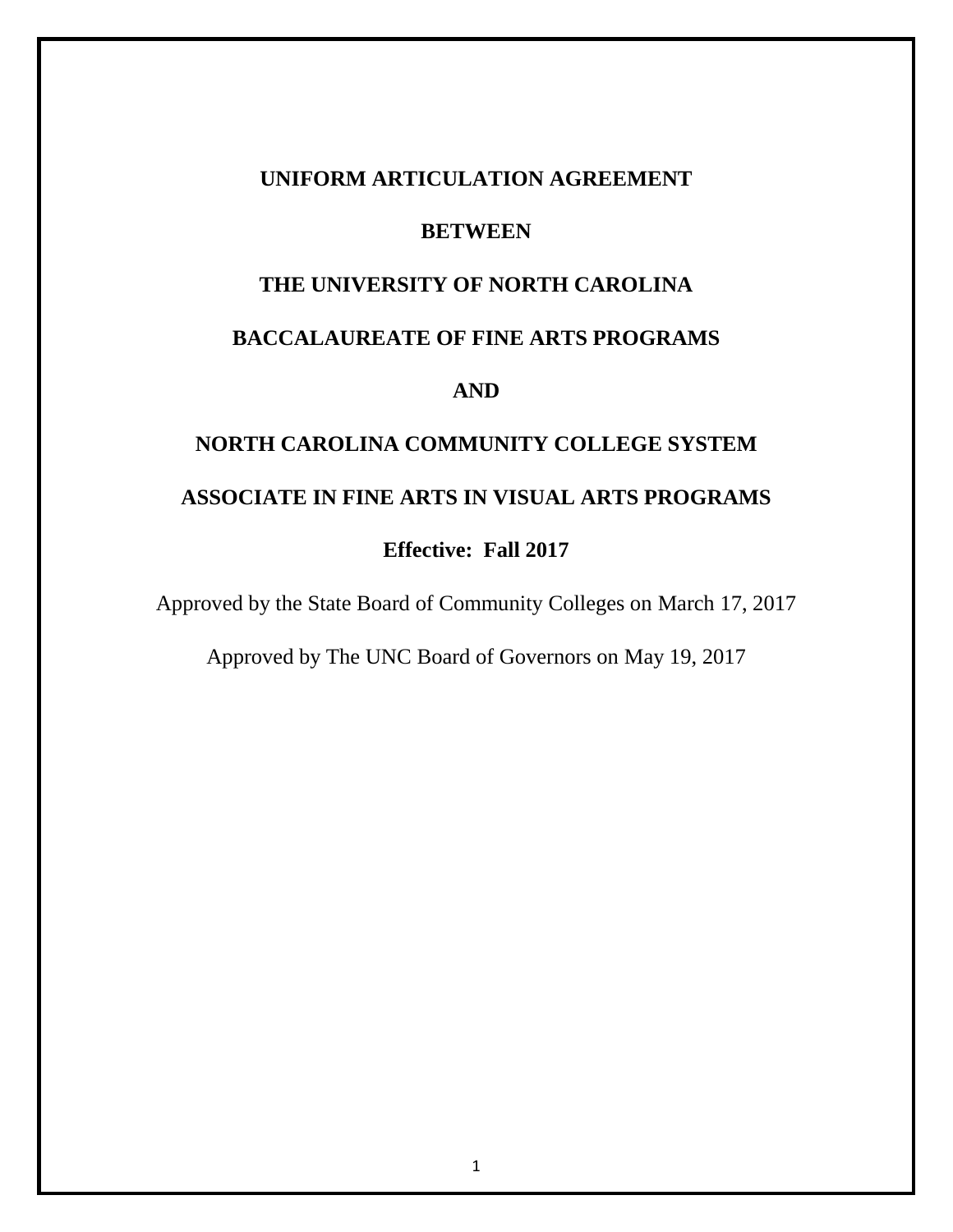# UNIFORM ARTICULATION AGREEMENT

# BETWEEN

# THE UNIVERSITY OF NORTH CAROLINA

# BACCALAUREATE OF FINE ARTS PROGRAMS

# AND

# NORTH CAROLINA COMMUNITY COLLEGE SYSTEM

# ASSOCIATE IN FINE ARTS IN VISUAL ARTS PROGRAMS

**Effective: Fall 2017**

Approved by the State Board of Community Colleges on March 17, 2017

Approved by The UNC Board of Governors on May 19, 2017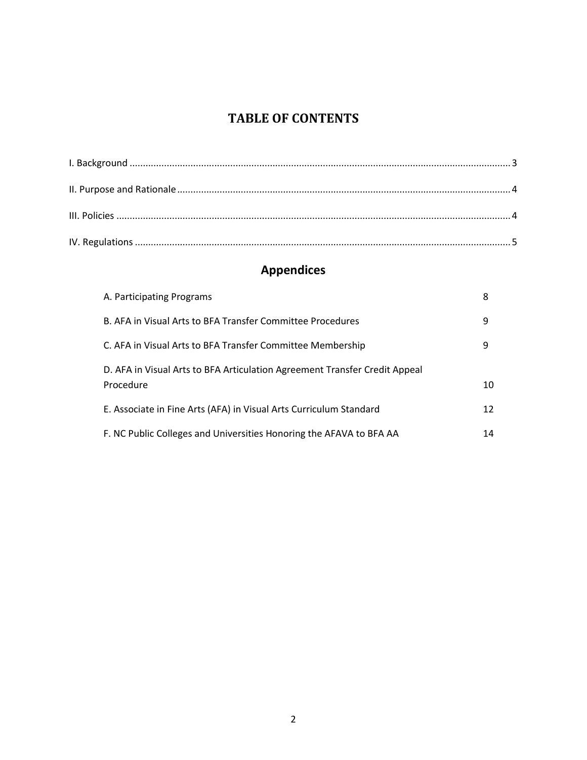# TABLE OF CONTENTS

I. Background .......... 3

II. Purpose and Rationale .......... 4

III. Policies .......... 4

IV. Regulations .......... 5

## Appendices

| | |
|---|---|
| A. Participating Programs | 8 |
| B. AFA in Visual Arts to BFA Transfer Committee Procedures | 9 |
| C. AFA in Visual Arts to BFA Transfer Committee Membership | 9 |
| D. AFA in Visual Arts to BFA Articulation Agreement Transfer Credit Appeal Procedure | 10 |
| E. Associate in Fine Arts (AFA) in Visual Arts Curriculum Standard | 12 |
| F. NC Public Colleges and Universities Honoring the AFAVA to BFA AA | 14 |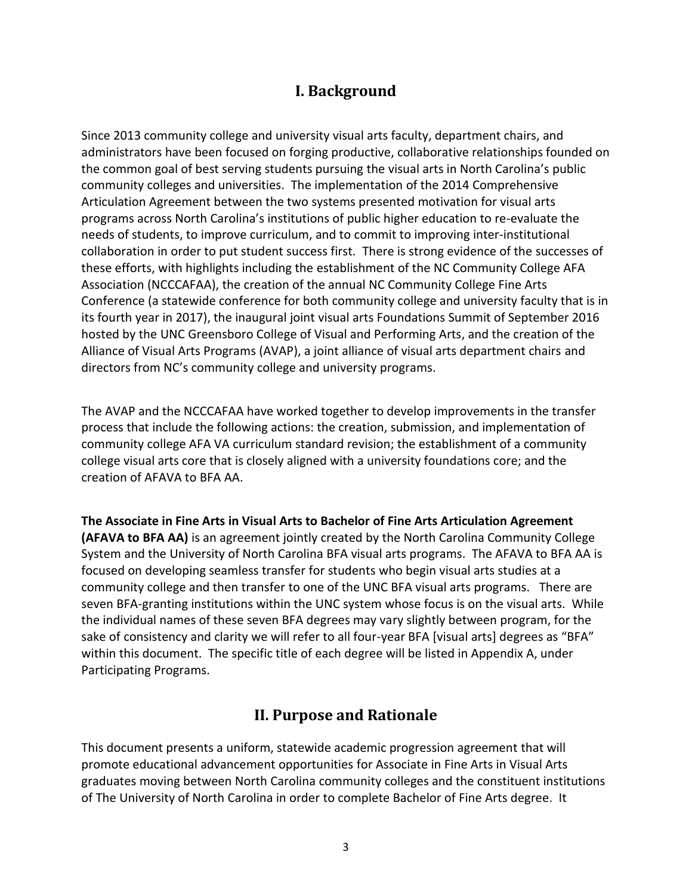## I. Background

Since 2013 community college and university visual arts faculty, department chairs, and administrators have been focused on forging productive, collaborative relationships founded on the common goal of best serving students pursuing the visual arts in North Carolina's public community colleges and universities. The implementation of the 2014 Comprehensive Articulation Agreement between the two systems presented motivation for visual arts programs across North Carolina's institutions of public higher education to re-evaluate the needs of students, to improve curriculum, and to commit to improving inter-institutional collaboration in order to put student success first. There is strong evidence of the successes of these efforts, with highlights including the establishment of the NC Community College AFA Association (NCCCAFAA), the creation of the annual NC Community College Fine Arts Conference (a statewide conference for both community college and university faculty that is in its fourth year in 2017), the inaugural joint visual arts Foundations Summit of September 2016 hosted by the UNC Greensboro College of Visual and Performing Arts, and the creation of the Alliance of Visual Arts Programs (AVAP), a joint alliance of visual arts department chairs and directors from NC's community college and university programs.

The AVAP and the NCCCAFAA have worked together to develop improvements in the transfer process that include the following actions: the creation, submission, and implementation of community college AFA VA curriculum standard revision; the establishment of a community college visual arts core that is closely aligned with a university foundations core; and the creation of AFAVA to BFA AA.

**The Associate in Fine Arts in Visual Arts to Bachelor of Fine Arts Articulation Agreement (AFAVA to BFA AA)** is an agreement jointly created by the North Carolina Community College System and the University of North Carolina BFA visual arts programs. The AFAVA to BFA AA is focused on developing seamless transfer for students who begin visual arts studies at a community college and then transfer to one of the UNC BFA visual arts programs. There are seven BFA-granting institutions within the UNC system whose focus is on the visual arts. While the individual names of these seven BFA degrees may vary slightly between program, for the sake of consistency and clarity we will refer to all four-year BFA [visual arts] degrees as "BFA" within this document. The specific title of each degree will be listed in Appendix A, under Participating Programs.

## II. Purpose and Rationale

This document presents a uniform, statewide academic progression agreement that will promote educational advancement opportunities for Associate in Fine Arts in Visual Arts graduates moving between North Carolina community colleges and the constituent institutions of The University of North Carolina in order to complete Bachelor of Fine Arts degree. It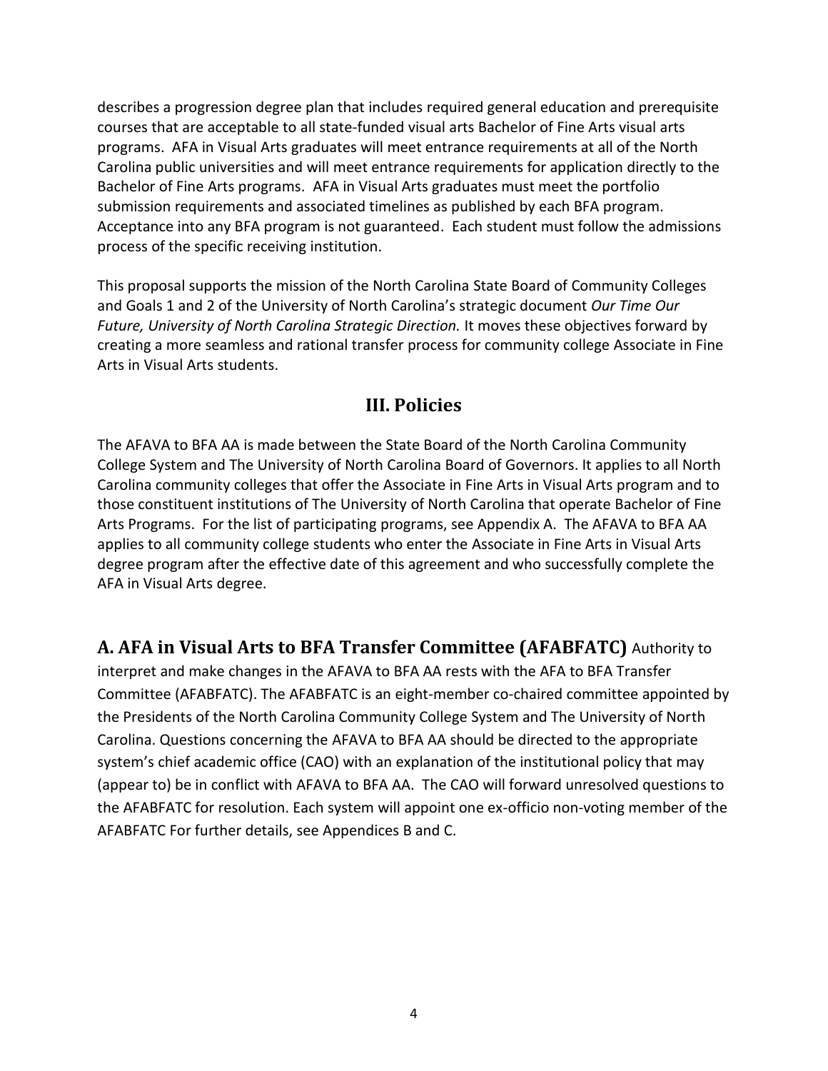describes a progression degree plan that includes required general education and prerequisite courses that are acceptable to all state-funded visual arts Bachelor of Fine Arts visual arts programs. AFA in Visual Arts graduates will meet entrance requirements at all of the North Carolina public universities and will meet entrance requirements for application directly to the Bachelor of Fine Arts programs. AFA in Visual Arts graduates must meet the portfolio submission requirements and associated timelines as published by each BFA program. Acceptance into any BFA program is not guaranteed. Each student must follow the admissions process of the specific receiving institution.

This proposal supports the mission of the North Carolina State Board of Community Colleges and Goals 1 and 2 of the University of North Carolina's strategic document *Our Time Our Future, University of North Carolina Strategic Direction.* It moves these objectives forward by creating a more seamless and rational transfer process for community college Associate in Fine Arts in Visual Arts students.

## III. Policies

The AFAVA to BFA AA is made between the State Board of the North Carolina Community College System and The University of North Carolina Board of Governors. It applies to all North Carolina community colleges that offer the Associate in Fine Arts in Visual Arts program and to those constituent institutions of The University of North Carolina that operate Bachelor of Fine Arts Programs. For the list of participating programs, see Appendix A. The AFAVA to BFA AA applies to all community college students who enter the Associate in Fine Arts in Visual Arts degree program after the effective date of this agreement and who successfully complete the AFA in Visual Arts degree.

**A. AFA in Visual Arts to BFA Transfer Committee (AFABFATC)** Authority to interpret and make changes in the AFAVA to BFA AA rests with the AFA to BFA Transfer Committee (AFABFATC). The AFABFATC is an eight-member co-chaired committee appointed by the Presidents of the North Carolina Community College System and The University of North Carolina. Questions concerning the AFAVA to BFA AA should be directed to the appropriate system's chief academic office (CAO) with an explanation of the institutional policy that may (appear to) be in conflict with AFAVA to BFA AA. The CAO will forward unresolved questions to the AFABFATC for resolution. Each system will appoint one ex-officio non-voting member of the AFABFATC For further details, see Appendices B and C.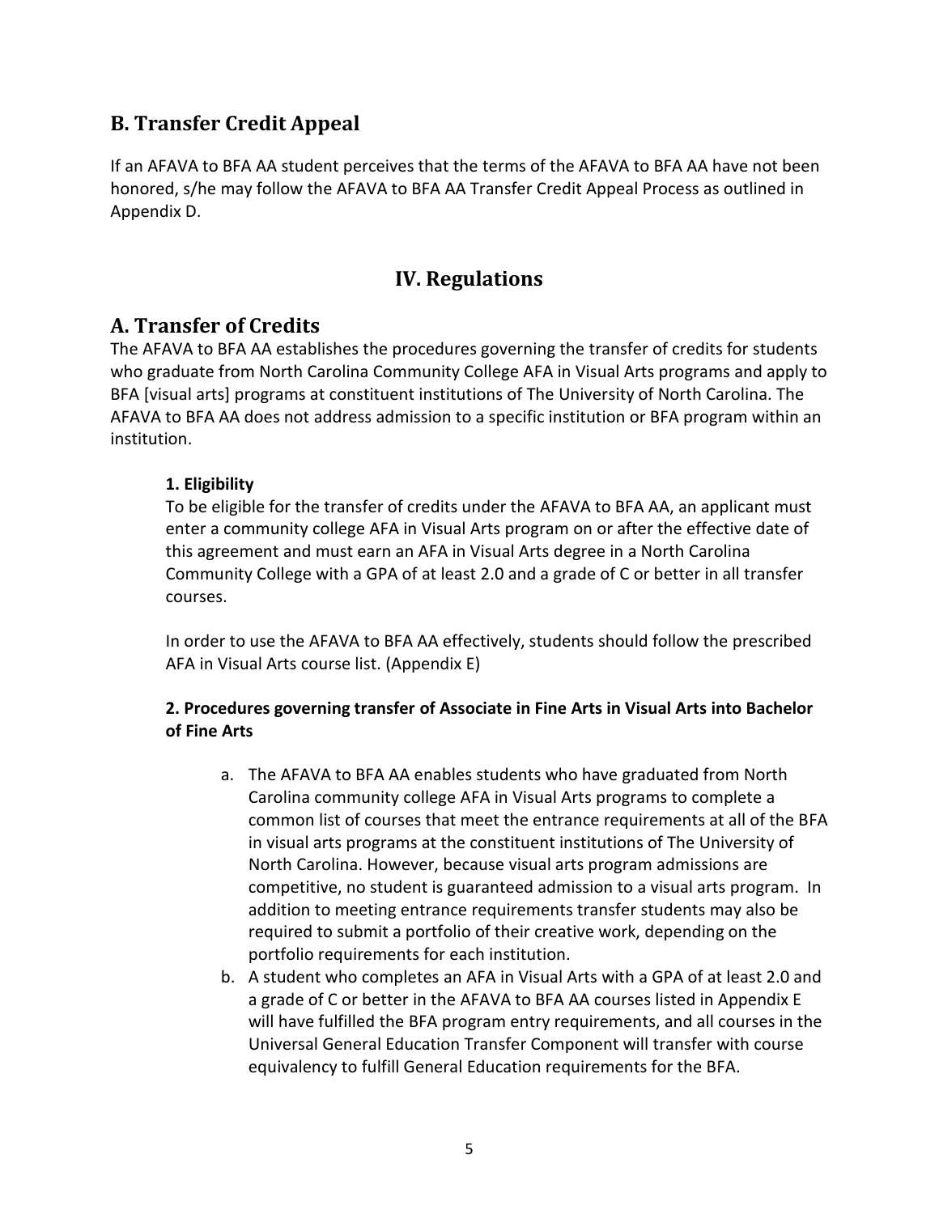## B. Transfer Credit Appeal

If an AFAVA to BFA AA student perceives that the terms of the AFAVA to BFA AA have not been honored, s/he may follow the AFAVA to BFA AA Transfer Credit Appeal Process as outlined in Appendix D.

# IV. Regulations

## A. Transfer of Credits

The AFAVA to BFA AA establishes the procedures governing the transfer of credits for students who graduate from North Carolina Community College AFA in Visual Arts programs and apply to BFA [visual arts] programs at constituent institutions of The University of North Carolina. The AFAVA to BFA AA does not address admission to a specific institution or BFA program within an institution.

### 1. Eligibility

To be eligible for the transfer of credits under the AFAVA to BFA AA, an applicant must enter a community college AFA in Visual Arts program on or after the effective date of this agreement and must earn an AFA in Visual Arts degree in a North Carolina Community College with a GPA of at least 2.0 and a grade of C or better in all transfer courses.

In order to use the AFAVA to BFA AA effectively, students should follow the prescribed AFA in Visual Arts course list. (Appendix E)

### 2. Procedures governing transfer of Associate in Fine Arts in Visual Arts into Bachelor of Fine Arts

a. The AFAVA to BFA AA enables students who have graduated from North Carolina community college AFA in Visual Arts programs to complete a common list of courses that meet the entrance requirements at all of the BFA in visual arts programs at the constituent institutions of The University of North Carolina. However, because visual arts program admissions are competitive, no student is guaranteed admission to a visual arts program. In addition to meeting entrance requirements transfer students may also be required to submit a portfolio of their creative work, depending on the portfolio requirements for each institution.

b. A student who completes an AFA in Visual Arts with a GPA of at least 2.0 and a grade of C or better in the AFAVA to BFA AA courses listed in Appendix E will have fulfilled the BFA program entry requirements, and all courses in the Universal General Education Transfer Component will transfer with course equivalency to fulfill General Education requirements for the BFA.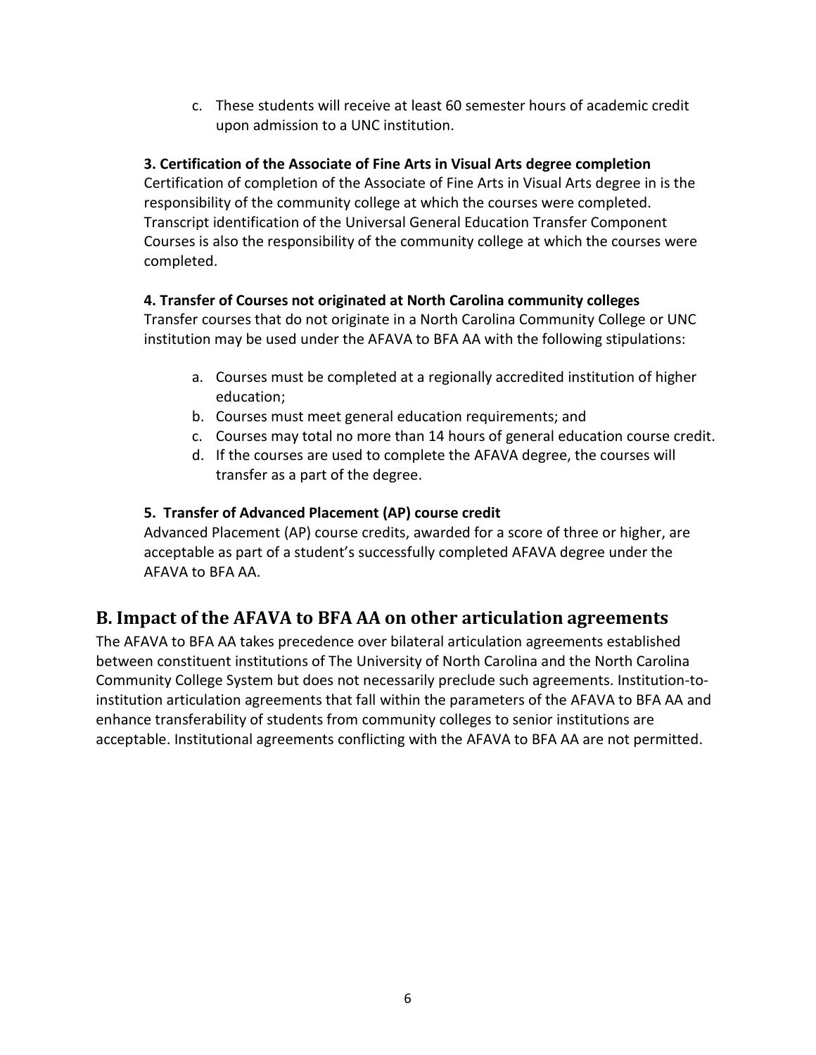c. These students will receive at least 60 semester hours of academic credit upon admission to a UNC institution.

**3. Certification of the Associate of Fine Arts in Visual Arts degree completion**

Certification of completion of the Associate of Fine Arts in Visual Arts degree in is the responsibility of the community college at which the courses were completed. Transcript identification of the Universal General Education Transfer Component Courses is also the responsibility of the community college at which the courses were completed.

**4. Transfer of Courses not originated at North Carolina community colleges**

Transfer courses that do not originate in a North Carolina Community College or UNC institution may be used under the AFAVA to BFA AA with the following stipulations:

a. Courses must be completed at a regionally accredited institution of higher education;
b. Courses must meet general education requirements; and
c. Courses may total no more than 14 hours of general education course credit.
d. If the courses are used to complete the AFAVA degree, the courses will transfer as a part of the degree.

**5. Transfer of Advanced Placement (AP) course credit**

Advanced Placement (AP) course credits, awarded for a score of three or higher, are acceptable as part of a student's successfully completed AFAVA degree under the AFAVA to BFA AA.

## B. Impact of the AFAVA to BFA AA on other articulation agreements

The AFAVA to BFA AA takes precedence over bilateral articulation agreements established between constituent institutions of The University of North Carolina and the North Carolina Community College System but does not necessarily preclude such agreements. Institution-to-institution articulation agreements that fall within the parameters of the AFAVA to BFA AA and enhance transferability of students from community colleges to senior institutions are acceptable. Institutional agreements conflicting with the AFAVA to BFA AA are not permitted.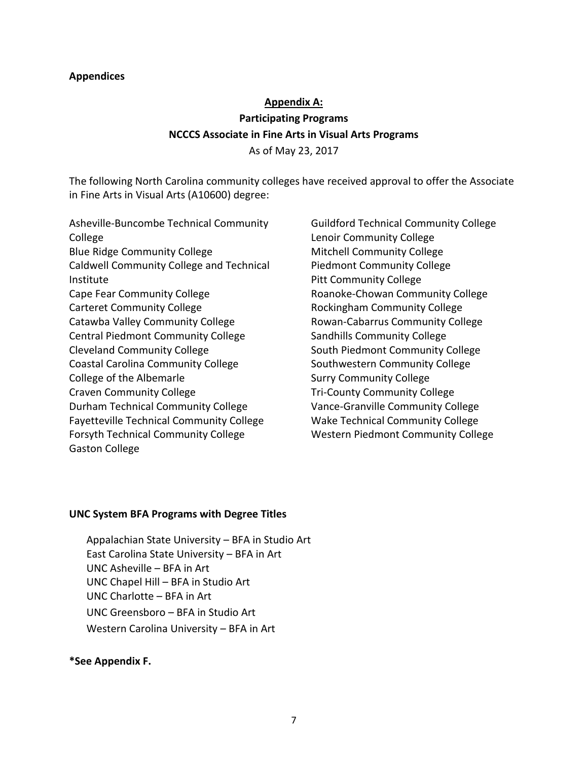**Appendices**

## Appendix A:

### Participating Programs

### NCCCS Associate in Fine Arts in Visual Arts Programs

As of May 23, 2017

The following North Carolina community colleges have received approval to offer the Associate in Fine Arts in Visual Arts (A10600) degree:

Asheville-Buncombe Technical Community College
Blue Ridge Community College
Caldwell Community College and Technical Institute
Cape Fear Community College
Carteret Community College
Catawba Valley Community College
Central Piedmont Community College
Cleveland Community College
Coastal Carolina Community College
College of the Albemarle
Craven Community College
Durham Technical Community College
Fayetteville Technical Community College
Forsyth Technical Community College
Gaston College
Guildford Technical Community College
Lenoir Community College
Mitchell Community College
Piedmont Community College
Pitt Community College
Roanoke-Chowan Community College
Rockingham Community College
Rowan-Cabarrus Community College
Sandhills Community College
South Piedmont Community College
Southwestern Community College
Surry Community College
Tri-County Community College
Vance-Granville Community College
Wake Technical Community College
Western Piedmont Community College

**UNC System BFA Programs with Degree Titles**

Appalachian State University – BFA in Studio Art
East Carolina State University – BFA in Art
UNC Asheville – BFA in Art
UNC Chapel Hill – BFA in Studio Art
UNC Charlotte – BFA in Art
UNC Greensboro – BFA in Studio Art
Western Carolina University – BFA in Art

**\*See Appendix F.**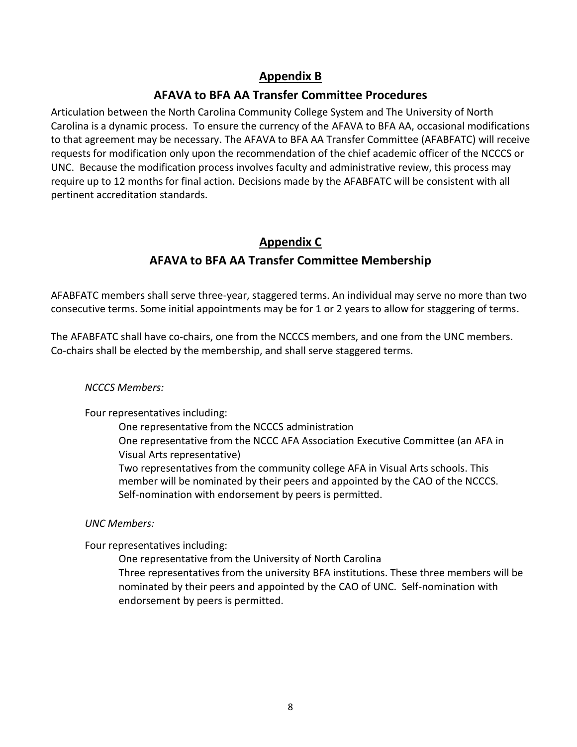## Appendix B

### AFAVA to BFA AA Transfer Committee Procedures

Articulation between the North Carolina Community College System and The University of North Carolina is a dynamic process. To ensure the currency of the AFAVA to BFA AA, occasional modifications to that agreement may be necessary. The AFAVA to BFA AA Transfer Committee (AFABFATC) will receive requests for modification only upon the recommendation of the chief academic officer of the NCCCS or UNC. Because the modification process involves faculty and administrative review, this process may require up to 12 months for final action. Decisions made by the AFABFATC will be consistent with all pertinent accreditation standards.

## Appendix C

### AFAVA to BFA AA Transfer Committee Membership

AFABFATC members shall serve three-year, staggered terms. An individual may serve no more than two consecutive terms. Some initial appointments may be for 1 or 2 years to allow for staggering of terms.

The AFABFATC shall have co-chairs, one from the NCCCS members, and one from the UNC members. Co-chairs shall be elected by the membership, and shall serve staggered terms.

*NCCCS Members:*

Four representatives including:

- One representative from the NCCCS administration
- One representative from the NCCC AFA Association Executive Committee (an AFA in Visual Arts representative)
- Two representatives from the community college AFA in Visual Arts schools. This member will be nominated by their peers and appointed by the CAO of the NCCCS. Self-nomination with endorsement by peers is permitted.

*UNC Members:*

Four representatives including:

- One representative from the University of North Carolina
- Three representatives from the university BFA institutions. These three members will be nominated by their peers and appointed by the CAO of UNC. Self-nomination with endorsement by peers is permitted.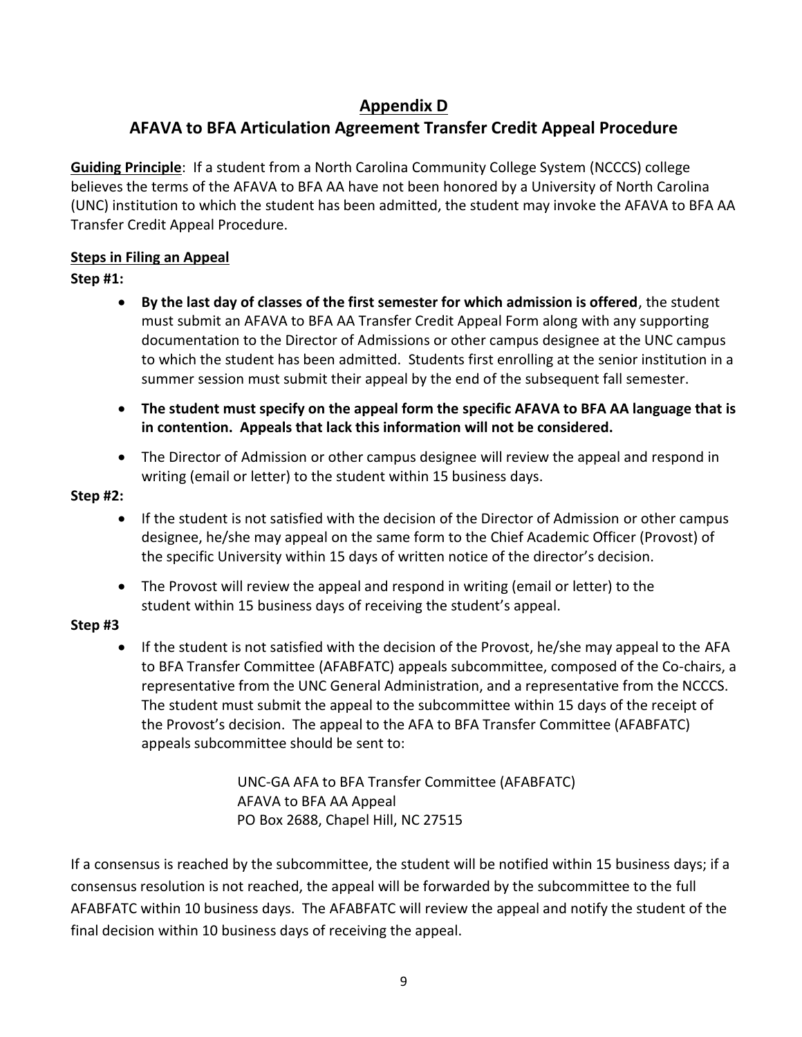## Appendix D

## AFAVA to BFA Articulation Agreement Transfer Credit Appeal Procedure

**Guiding Principle**: If a student from a North Carolina Community College System (NCCCS) college believes the terms of the AFAVA to BFA AA have not been honored by a University of North Carolina (UNC) institution to which the student has been admitted, the student may invoke the AFAVA to BFA AA Transfer Credit Appeal Procedure.

**Steps in Filing an Appeal**

**Step #1:**

- **By the last day of classes of the first semester for which admission is offered**, the student must submit an AFAVA to BFA AA Transfer Credit Appeal Form along with any supporting documentation to the Director of Admissions or other campus designee at the UNC campus to which the student has been admitted. Students first enrolling at the senior institution in a summer session must submit their appeal by the end of the subsequent fall semester.
- **The student must specify on the appeal form the specific AFAVA to BFA AA language that is in contention. Appeals that lack this information will not be considered.**
- The Director of Admission or other campus designee will review the appeal and respond in writing (email or letter) to the student within 15 business days.

**Step #2:**

- If the student is not satisfied with the decision of the Director of Admission or other campus designee, he/she may appeal on the same form to the Chief Academic Officer (Provost) of the specific University within 15 days of written notice of the director's decision.
- The Provost will review the appeal and respond in writing (email or letter) to the student within 15 business days of receiving the student's appeal.

**Step #3**

- If the student is not satisfied with the decision of the Provost, he/she may appeal to the AFA to BFA Transfer Committee (AFABFATC) appeals subcommittee, composed of the Co-chairs, a representative from the UNC General Administration, and a representative from the NCCCS. The student must submit the appeal to the subcommittee within 15 days of the receipt of the Provost's decision. The appeal to the AFA to BFA Transfer Committee (AFABFATC) appeals subcommittee should be sent to:

  UNC-GA AFA to BFA Transfer Committee (AFABFATC)
  AFAVA to BFA AA Appeal
  PO Box 2688, Chapel Hill, NC 27515

If a consensus is reached by the subcommittee, the student will be notified within 15 business days; if a consensus resolution is not reached, the appeal will be forwarded by the subcommittee to the full AFABFATC within 10 business days. The AFABFATC will review the appeal and notify the student of the final decision within 10 business days of receiving the appeal.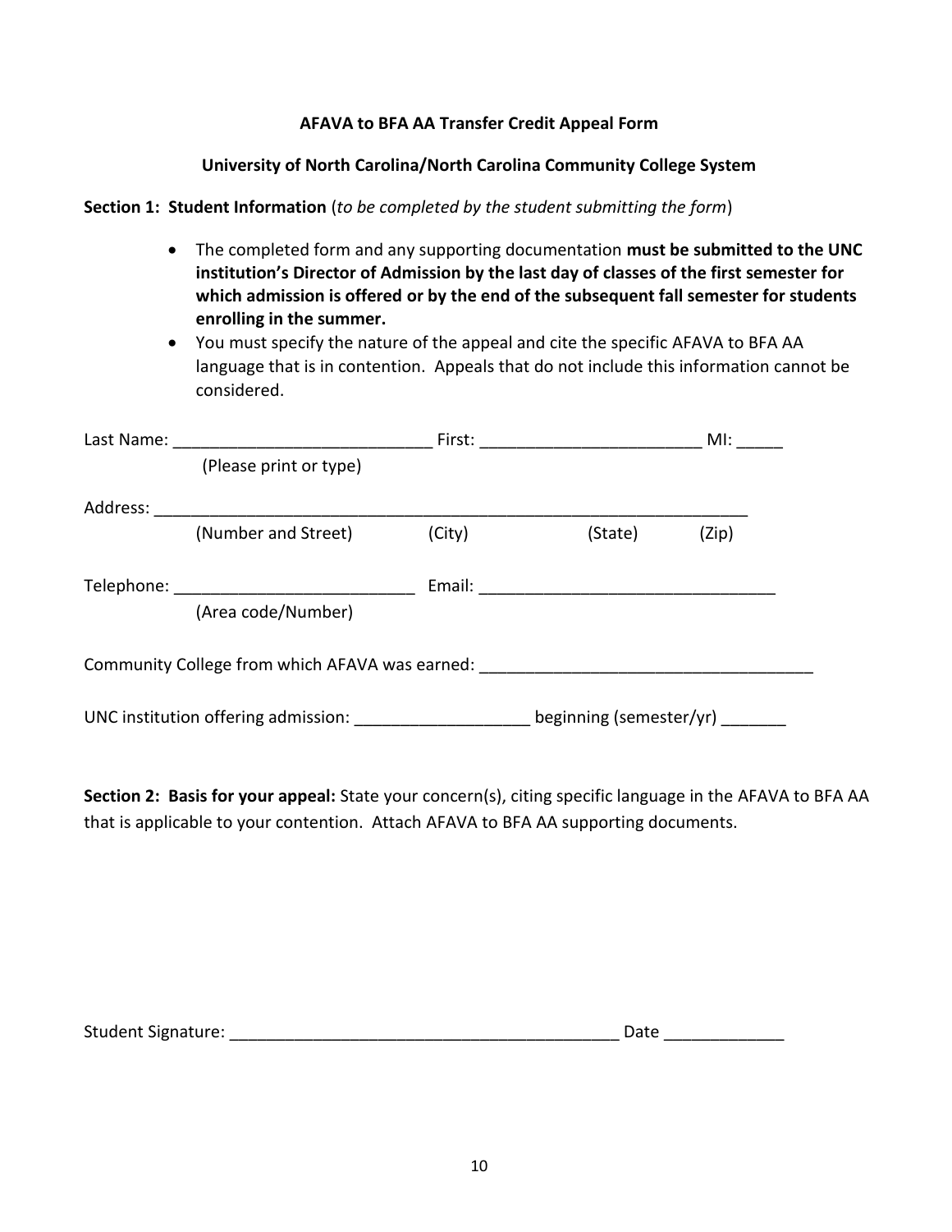## AFAVA to BFA AA Transfer Credit Appeal Form

### University of North Carolina/North Carolina Community College System

**Section 1: Student Information** (*to be completed by the student submitting the form*)

- The completed form and any supporting documentation **must be submitted to the UNC institution's Director of Admission by the last day of classes of the first semester for which admission is offered or by the end of the subsequent fall semester for students enrolling in the summer.**
- You must specify the nature of the appeal and cite the specific AFAVA to BFA AA language that is in contention. Appeals that do not include this information cannot be considered.

Last Name: ____________________________ First: ________________________ MI: _____
(Please print or type)

Address: ________________________________________________________________
(Number and Street) (City) (State) (Zip)

Telephone: __________________________ Email: ________________________________
(Area code/Number)

Community College from which AFAVA was earned: ____________________________________

UNC institution offering admission: __________________ beginning (semester/yr) _______

**Section 2: Basis for your appeal:** State your concern(s), citing specific language in the AFAVA to BFA AA that is applicable to your contention. Attach AFAVA to BFA AA supporting documents.

Student Signature: __________________________________________ Date _____________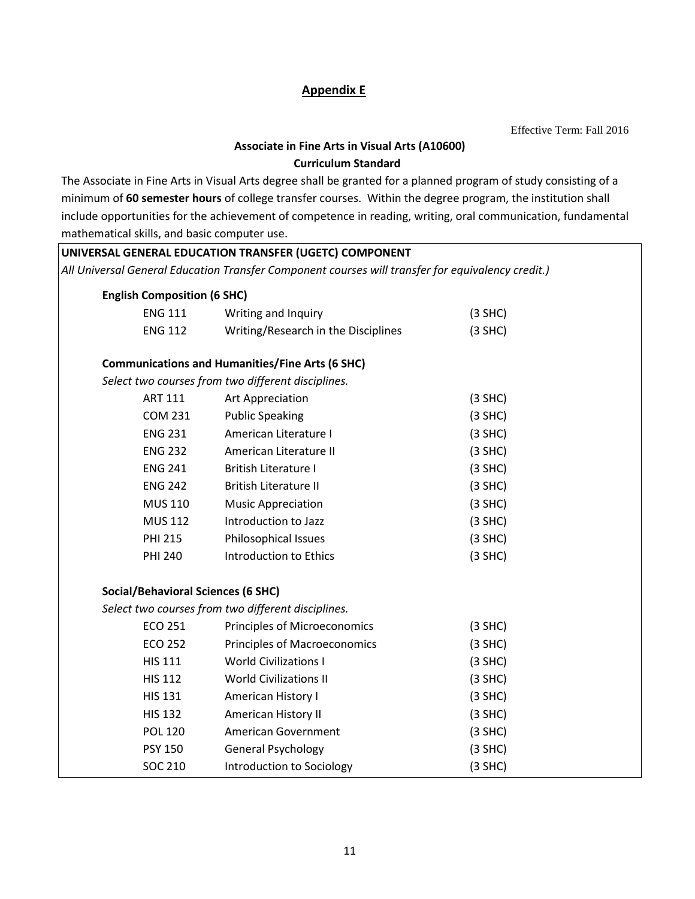## Appendix E

Effective Term: Fall 2016

### Associate in Fine Arts in Visual Arts (A10600)
### Curriculum Standard

The Associate in Fine Arts in Visual Arts degree shall be granted for a planned program of study consisting of a minimum of **60 semester hours** of college transfer courses. Within the degree program, the institution shall include opportunities for the achievement of competence in reading, writing, oral communication, fundamental mathematical skills, and basic computer use.

**UNIVERSAL GENERAL EDUCATION TRANSFER (UGETC) COMPONENT**

*All Universal General Education Transfer Component courses will transfer for equivalency credit.)*

**English Composition (6 SHC)**

| | | |
|---|---|---|
| ENG 111 | Writing and Inquiry | (3 SHC) |
| ENG 112 | Writing/Research in the Disciplines | (3 SHC) |

**Communications and Humanities/Fine Arts (6 SHC)**

*Select two courses from two different disciplines.*

| | | |
|---|---|---|
| ART 111 | Art Appreciation | (3 SHC) |
| COM 231 | Public Speaking | (3 SHC) |
| ENG 231 | American Literature I | (3 SHC) |
| ENG 232 | American Literature II | (3 SHC) |
| ENG 241 | British Literature I | (3 SHC) |
| ENG 242 | British Literature II | (3 SHC) |
| MUS 110 | Music Appreciation | (3 SHC) |
| MUS 112 | Introduction to Jazz | (3 SHC) |
| PHI 215 | Philosophical Issues | (3 SHC) |
| PHI 240 | Introduction to Ethics | (3 SHC) |

**Social/Behavioral Sciences (6 SHC)**

*Select two courses from two different disciplines.*

| | | |
|---|---|---|
| ECO 251 | Principles of Microeconomics | (3 SHC) |
| ECO 252 | Principles of Macroeconomics | (3 SHC) |
| HIS 111 | World Civilizations I | (3 SHC) |
| HIS 112 | World Civilizations II | (3 SHC) |
| HIS 131 | American History I | (3 SHC) |
| HIS 132 | American History II | (3 SHC) |
| POL 120 | American Government | (3 SHC) |
| PSY 150 | General Psychology | (3 SHC) |
| SOC 210 | Introduction to Sociology | (3 SHC) |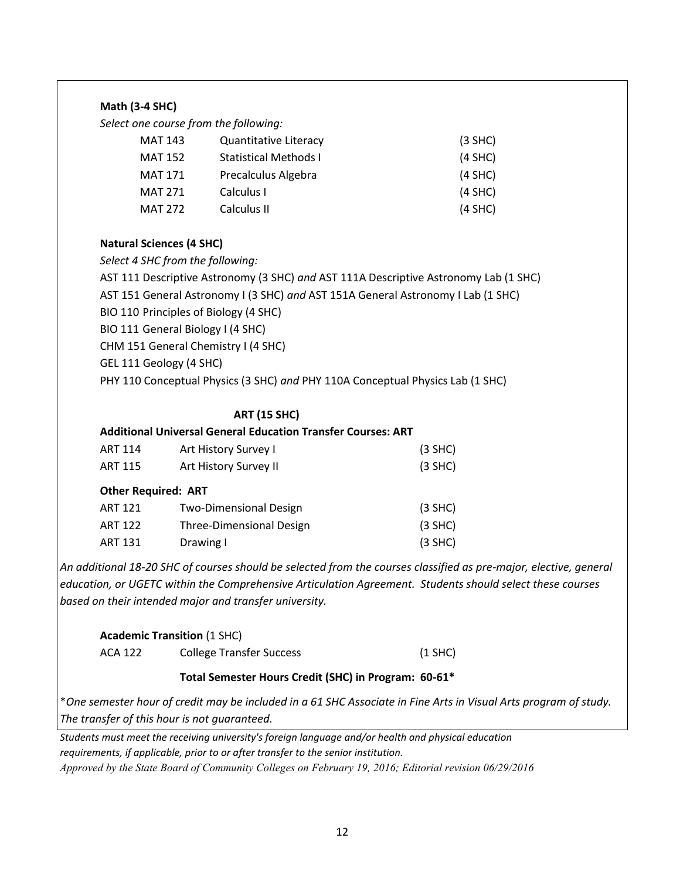**Math (3-4 SHC)**

*Select one course from the following:*

| | | |
|---|---|---|
| MAT 143 | Quantitative Literacy | (3 SHC) |
| MAT 152 | Statistical Methods I | (4 SHC) |
| MAT 171 | Precalculus Algebra | (4 SHC) |
| MAT 271 | Calculus I | (4 SHC) |
| MAT 272 | Calculus II | (4 SHC) |

**Natural Sciences (4 SHC)**

*Select 4 SHC from the following:*

AST 111 Descriptive Astronomy (3 SHC) *and* AST 111A Descriptive Astronomy Lab (1 SHC)

AST 151 General Astronomy I (3 SHC) *and* AST 151A General Astronomy I Lab (1 SHC)

BIO 110 Principles of Biology (4 SHC)

BIO 111 General Biology I (4 SHC)

CHM 151 General Chemistry I (4 SHC)

GEL 111 Geology (4 SHC)

PHY 110 Conceptual Physics (3 SHC) *and* PHY 110A Conceptual Physics Lab (1 SHC)

**ART (15 SHC)**

**Additional Universal General Education Transfer Courses: ART**

| | | |
|---|---|---|
| ART 114 | Art History Survey I | (3 SHC) |
| ART 115 | Art History Survey II | (3 SHC) |

**Other Required: ART**

| | | |
|---|---|---|
| ART 121 | Two-Dimensional Design | (3 SHC) |
| ART 122 | Three-Dimensional Design | (3 SHC) |
| ART 131 | Drawing I | (3 SHC) |

*An additional 18-20 SHC of courses should be selected from the courses classified as pre-major, elective, general education, or UGETC within the Comprehensive Articulation Agreement. Students should select these courses based on their intended major and transfer university.*

**Academic Transition** (1 SHC)

| | | |
|---|---|---|
| ACA 122 | College Transfer Success | (1 SHC) |

**Total Semester Hours Credit (SHC) in Program: 60-61***

**One semester hour of credit may be included in a 61 SHC Associate in Fine Arts in Visual Arts program of study. The transfer of this hour is not guaranteed.*

*Students must meet the receiving university's foreign language and/or health and physical education requirements, if applicable, prior to or after transfer to the senior institution.*

*Approved by the State Board of Community Colleges on February 19, 2016; Editorial revision 06/29/2016*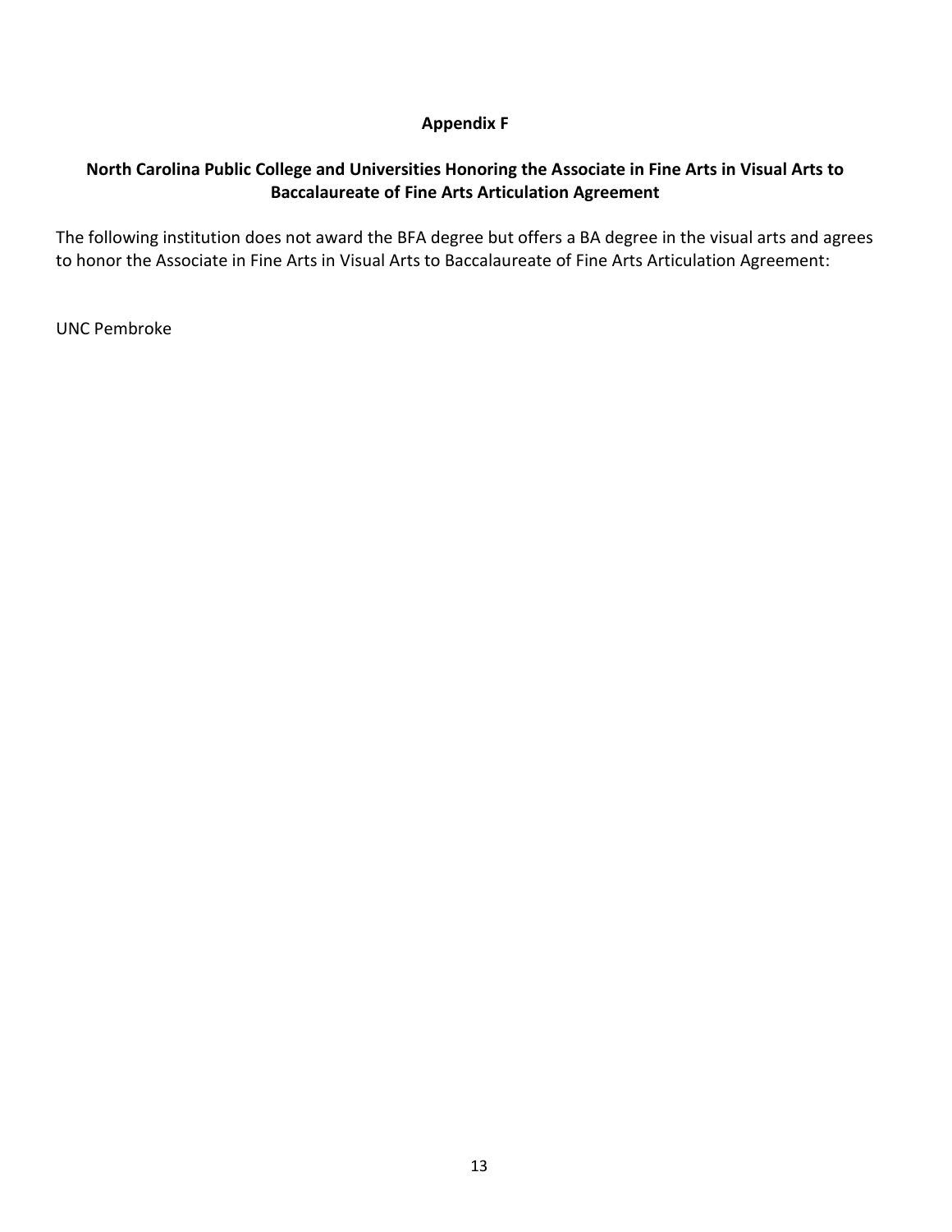## Appendix F

### North Carolina Public College and Universities Honoring the Associate in Fine Arts in Visual Arts to Baccalaureate of Fine Arts Articulation Agreement

The following institution does not award the BFA degree but offers a BA degree in the visual arts and agrees to honor the Associate in Fine Arts in Visual Arts to Baccalaureate of Fine Arts Articulation Agreement:

UNC Pembroke